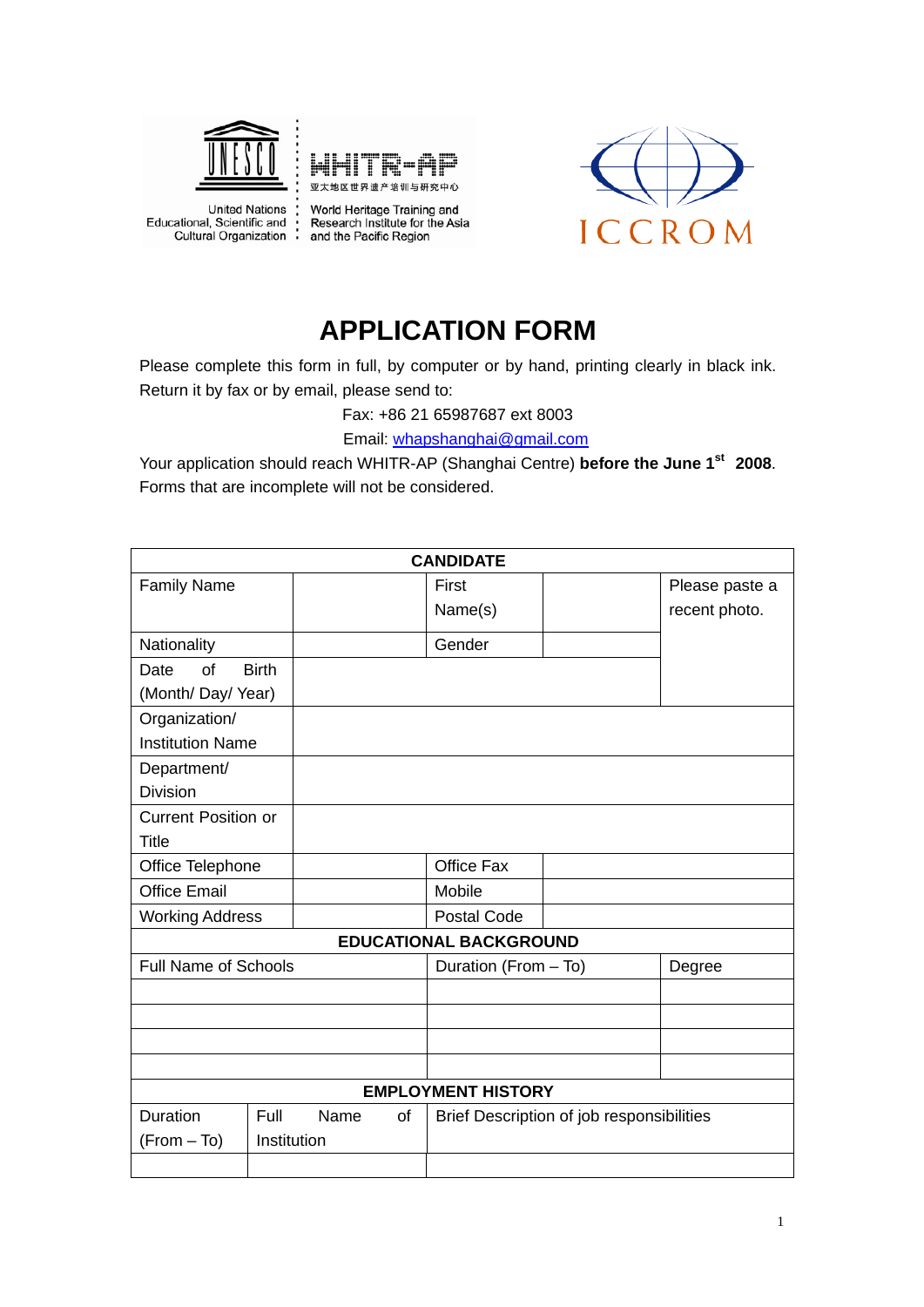United Nations Educational, Scientific and Cultural Organization

WHITR-AP 亚太地区世界遗产培训与研究中心

World Heritage Training and Research Institute for the Asia and the Pacific Region

ICCROM

# APPLICATION FORM

Please complete this form in full, by computer or by hand, printing clearly in black ink. Return it by fax or by email, please send to:

Fax: +86 21 65987687 ext 8003

Email: whapshanghai@gmail.com

Your application should reach WHITR-AP (Shanghai Centre) **before the June 1st 2008**. Forms that are incomplete will not be considered.

| CANDIDATE | | | | |
|---|---|---|---|---|
| Family Name | | First Name(s) | | Please paste a recent photo. |
| Nationality | | Gender | | |
| Date of Birth (Month/ Day/ Year) | | | | |
| Organization/ Institution Name | | | | |
| Department/ Division | | | | |
| Current Position or Title | | | | |
| Office Telephone | | Office Fax | | |
| Office Email | | Mobile | | |
| Working Address | | Postal Code | | |

| EDUCATIONAL BACKGROUND | | |
|---|---|---|
| Full Name of Schools | Duration (From – To) | Degree |
| | | |
| | | |
| | | |
| | | |

| EMPLOYMENT HISTORY | | |
|---|---|---|
| Duration (From – To) | Full Name of Institution | Brief Description of job responsibilities |
| | | |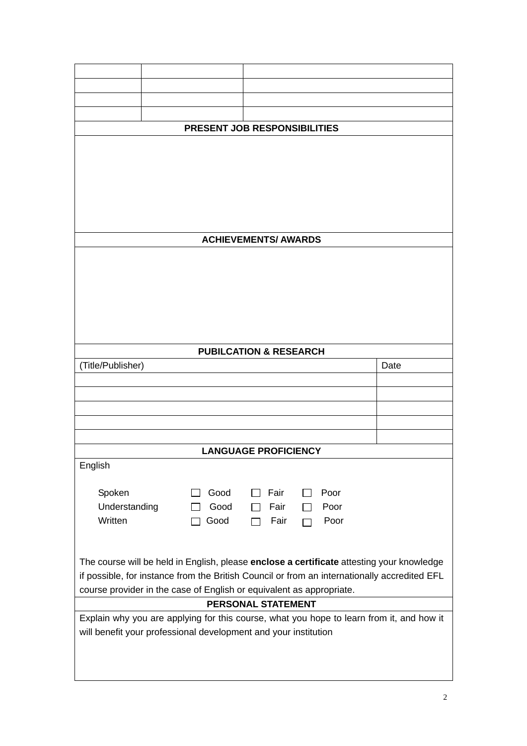| | | |
|---|---|---|
| | | |
| | | |
| | | |
| | | |

**PRESENT JOB RESPONSIBILITIES**

**ACHIEVEMENTS/ AWARDS**

**PUBILCATION & RESEARCH**

| (Title/Publisher) | Date |
|---|---|
| | |
| | |
| | |
| | |
| | |

**LANGUAGE PROFICIENCY**

English

| | | | |
|---|---|---|---|
| Spoken | ☐ Good | ☐ Fair | ☐ Poor |
| Understanding | ☐ Good | ☐ Fair | ☐ Poor |
| Written | ☐ Good | ☐ Fair | ☐ Poor |

The course will be held in English, please **enclose a certificate** attesting your knowledge if possible, for instance from the British Council or from an internationally accredited EFL course provider in the case of English or equivalent as appropriate.

**PERSONAL STATEMENT**

Explain why you are applying for this course, what you hope to learn from it, and how it will benefit your professional development and your institution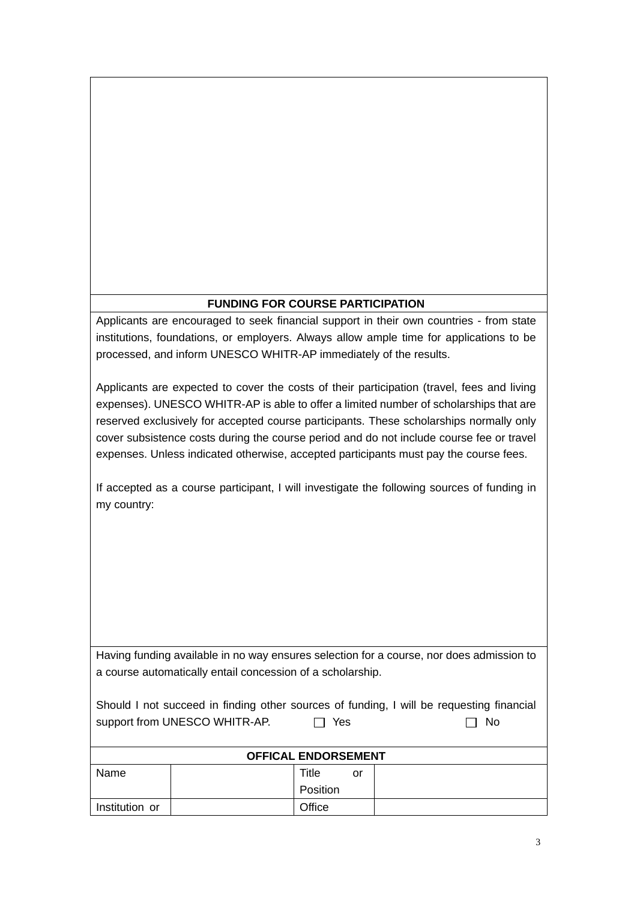## FUNDING FOR COURSE PARTICIPATION

Applicants are encouraged to seek financial support in their own countries - from state institutions, foundations, or employers. Always allow ample time for applications to be processed, and inform UNESCO WHITR-AP immediately of the results.

Applicants are expected to cover the costs of their participation (travel, fees and living expenses). UNESCO WHITR-AP is able to offer a limited number of scholarships that are reserved exclusively for accepted course participants. These scholarships normally only cover subsistence costs during the course period and do not include course fee or travel expenses. Unless indicated otherwise, accepted participants must pay the course fees.

If accepted as a course participant, I will investigate the following sources of funding in my country:

Having funding available in no way ensures selection for a course, nor does admission to a course automatically entail concession of a scholarship.

Should I not succeed in finding other sources of funding, I will be requesting financial support from UNESCO WHITR-AP. ☐ Yes ☐ No

## OFFICAL ENDORSEMENT

| Name | | Title or Position | |
|---|---|---|---|
| Institution or | | Office | |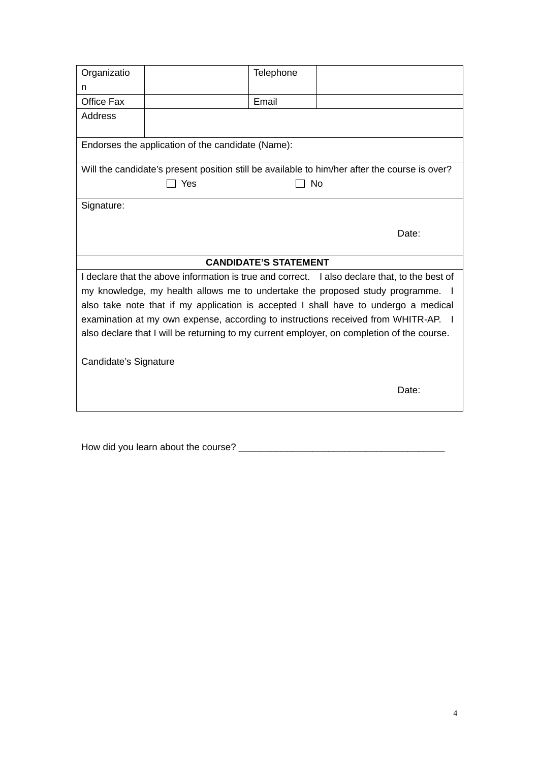| | | | |
|---|---|---|---|
| Organization | | Telephone | |
| Office Fax | | Email | |
| Address | | | |

Endorses the application of the candidate (Name):

Will the candidate's present position still be available to him/her after the course is over?

☐ Yes ☐ No

Signature:

Date:

**CANDIDATE'S STATEMENT**

I declare that the above information is true and correct. I also declare that, to the best of my knowledge, my health allows me to undertake the proposed study programme. I also take note that if my application is accepted I shall have to undergo a medical examination at my own expense, according to instructions received from WHITR-AP. I also declare that I will be returning to my current employer, on completion of the course.

Candidate's Signature

Date:

How did you learn about the course? _______________________________________